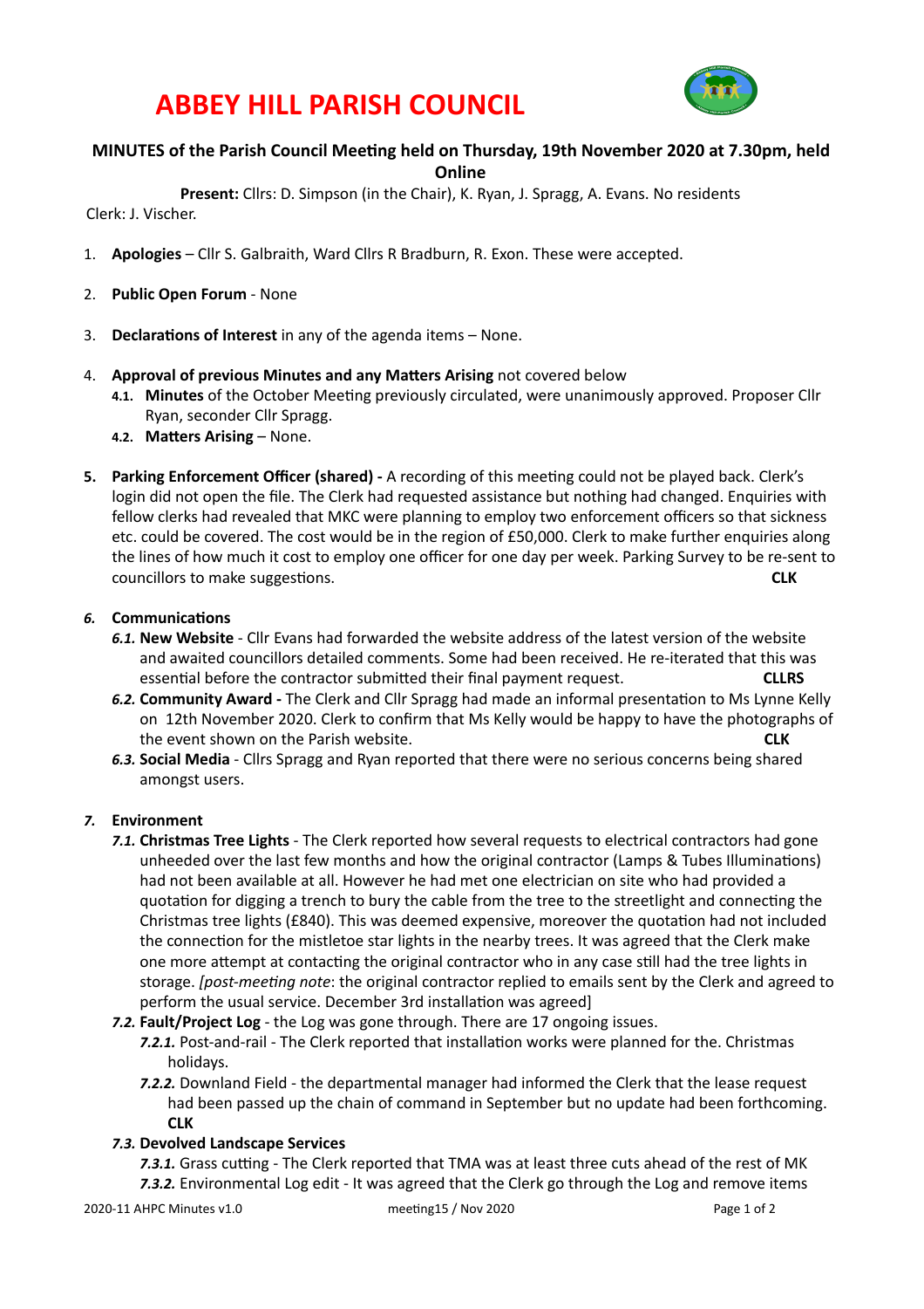# ABBEY HILL PARISH COUNCIL

## MINUTES of the Parish Council Meeting held on Thursday, 19th November 2020 at 7.30pm, held Online

**Present:** Cllrs: D. Simpson (in the Chair), K. Ryan, J. Spragg, A. Evans. No residents
Clerk: J. Vischer.

1. **Apologies** – Cllr S. Galbraith, Ward Cllrs R Bradburn, R. Exon. These were accepted.

2. **Public Open Forum** - None

3. **Declarations of Interest** in any of the agenda items – None.

4. **Approval of previous Minutes and any Matters Arising** not covered below
   - **4.1. Minutes** of the October Meeting previously circulated, were unanimously approved. Proposer Cllr Ryan, seconder Cllr Spragg.
   - **4.2. Matters Arising** – None.

5. **Parking Enforcement Officer (shared) -** A recording of this meeting could not be played back. Clerk's login did not open the file. The Clerk had requested assistance but nothing had changed. Enquiries with fellow clerks had revealed that MKC were planning to employ two enforcement officers so that sickness etc. could be covered. The cost would be in the region of £50,000. Clerk to make further enquiries along the lines of how much it cost to employ one officer for one day per week. Parking Survey to be re-sent to councillors to make suggestions. **CLK**

6. ***Communications***
   - ***6.1.* New Website** - Cllr Evans had forwarded the website address of the latest version of the website and awaited councillors detailed comments. Some had been received. He re-iterated that this was essential before the contractor submitted their final payment request. **CLLRS**
   - ***6.2.* Community Award -** The Clerk and Cllr Spragg had made an informal presentation to Ms Lynne Kelly on 12th November 2020. Clerk to confirm that Ms Kelly would be happy to have the photographs of the event shown on the Parish website. **CLK**
   - ***6.3.* Social Media** - Cllrs Spragg and Ryan reported that there were no serious concerns being shared amongst users.

7. ***Environment***
   - ***7.1.* Christmas Tree Lights** - The Clerk reported how several requests to electrical contractors had gone unheeded over the last few months and how the original contractor (Lamps & Tubes Illuminations) had not been available at all. However he had met one electrician on site who had provided a quotation for digging a trench to bury the cable from the tree to the streetlight and connecting the Christmas tree lights (£840). This was deemed expensive, moreover the quotation had not included the connection for the mistletoe star lights in the nearby trees. It was agreed that the Clerk make one more attempt at contacting the original contractor who in any case still had the tree lights in storage. [*post-meeting note*: the original contractor replied to emails sent by the Clerk and agreed to perform the usual service. December 3rd installation was agreed]
   - ***7.2.* Fault/Project Log** - the Log was gone through. There are 17 ongoing issues.
     - ***7.2.1.*** Post-and-rail - The Clerk reported that installation works were planned for the. Christmas holidays.
     - ***7.2.2.*** Downland Field - the departmental manager had informed the Clerk that the lease request had been passed up the chain of command in September but no update had been forthcoming. **CLK**
   - ***7.3.* Devolved Landscape Services**
     - ***7.3.1.*** Grass cutting - The Clerk reported that TMA was at least three cuts ahead of the rest of MK
     - ***7.3.2.*** Environmental Log edit - It was agreed that the Clerk go through the Log and remove items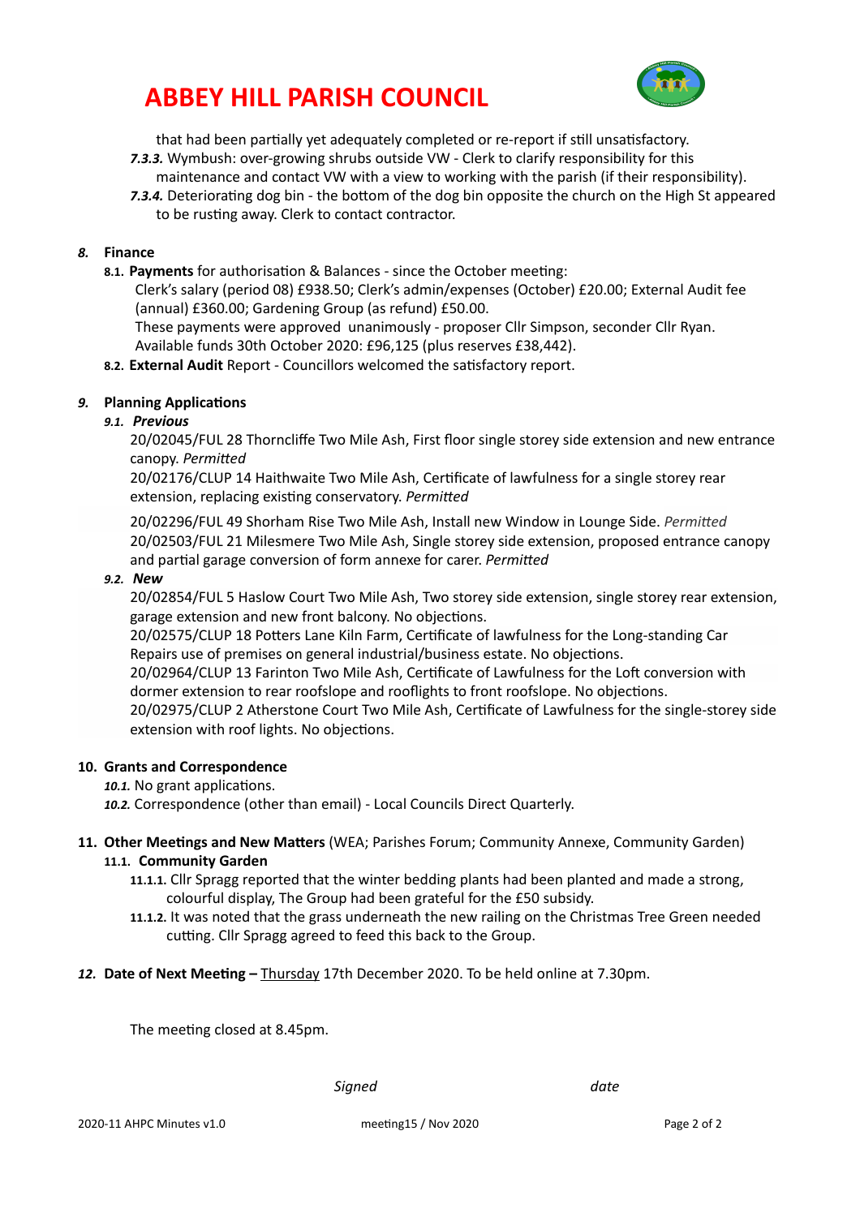that had been partially yet adequately completed or re-report if still unsatisfactory.

*7.3.3.* Wymbush: over-growing shrubs outside VW - Clerk to clarify responsibility for this maintenance and contact VW with a view to working with the parish (if their responsibility).

*7.3.4.* Deteriorating dog bin - the bottom of the dog bin opposite the church on the High St appeared to be rusting away. Clerk to contact contractor.

## *8.* Finance

**8.1. Payments** for authorisation & Balances - since the October meeting:

Clerk's salary (period 08) £938.50; Clerk's admin/expenses (October) £20.00; External Audit fee (annual) £360.00; Gardening Group (as refund) £50.00.

These payments were approved unanimously - proposer Cllr Simpson, seconder Cllr Ryan.

Available funds 30th October 2020: £96,125 (plus reserves £38,442).

**8.2. External Audit** Report - Councillors welcomed the satisfactory report.

## *9.* Planning Applications

### *9.1. Previous*

20/02045/FUL 28 Thorncliffe Two Mile Ash, First floor single storey side extension and new entrance canopy. *Permitted*

20/02176/CLUP 14 Haithwaite Two Mile Ash, Certificate of lawfulness for a single storey rear extension, replacing existing conservatory. *Permitted*

20/02296/FUL 49 Shorham Rise Two Mile Ash, Install new Window in Lounge Side. *Permitted*

20/02503/FUL 21 Milesmere Two Mile Ash, Single storey side extension, proposed entrance canopy and partial garage conversion of form annexe for carer. *Permitted*

### *9.2. New*

20/02854/FUL 5 Haslow Court Two Mile Ash, Two storey side extension, single storey rear extension, garage extension and new front balcony. No objections.

20/02575/CLUP 18 Potters Lane Kiln Farm, Certificate of lawfulness for the Long-standing Car Repairs use of premises on general industrial/business estate. No objections.

20/02964/CLUP 13 Farinton Two Mile Ash, Certificate of Lawfulness for the Loft conversion with dormer extension to rear roofslope and rooflights to front roofslope. No objections.

20/02975/CLUP 2 Atherstone Court Two Mile Ash, Certificate of Lawfulness for the single-storey side extension with roof lights. No objections.

## 10. Grants and Correspondence

*10.1.* No grant applications.

*10.2.* Correspondence (other than email) - Local Councils Direct Quarterly.

## 11. Other Meetings and New Matters (WEA; Parishes Forum; Community Annexe, Community Garden)

### 11.1. Community Garden

**11.1.1.** Cllr Spragg reported that the winter bedding plants had been planted and made a strong, colourful display, The Group had been grateful for the £50 subsidy.

**11.1.2.** It was noted that the grass underneath the new railing on the Christmas Tree Green needed cutting. Cllr Spragg agreed to feed this back to the Group.

## *12.* Date of Next Meeting – Thursday 17th December 2020. To be held online at 7.30pm.

The meeting closed at 8.45pm.

*Signed* *date*